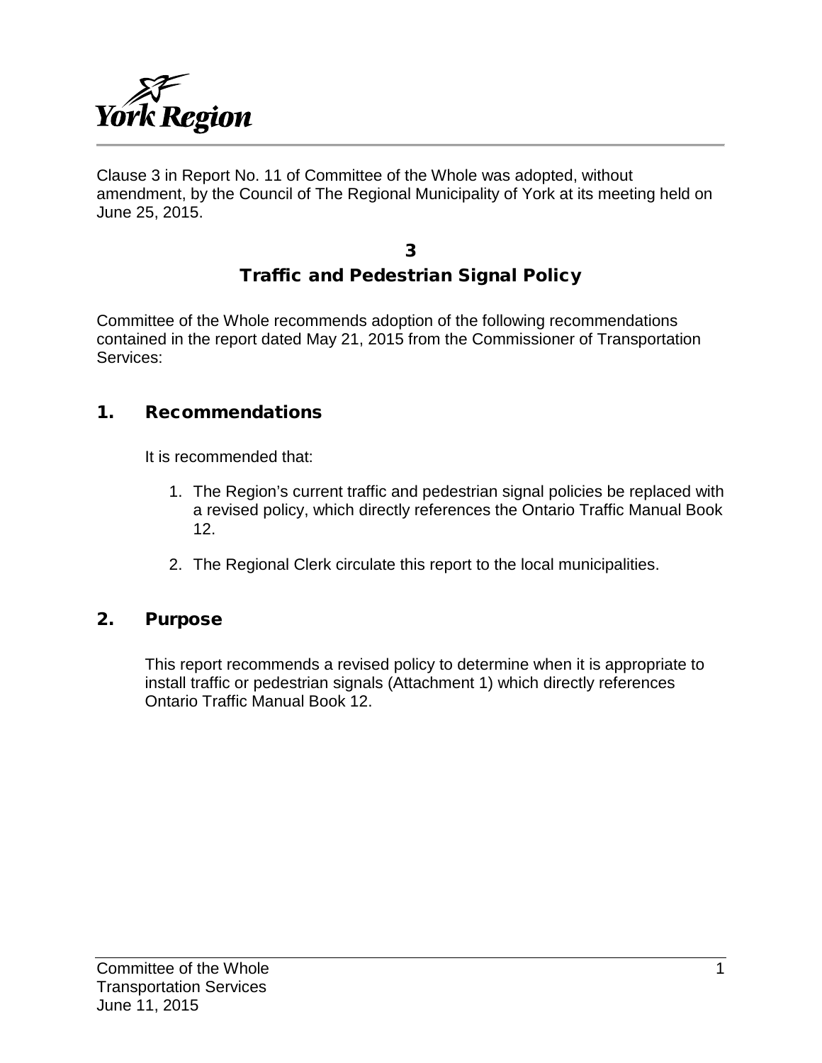Clause 3 in Report No. 11 of Committee of the Whole was adopted, without amendment, by the Council of The Regional Municipality of York at its meeting held on June 25, 2015.

# 3
# Traffic and Pedestrian Signal Policy

Committee of the Whole recommends adoption of the following recommendations contained in the report dated May 21, 2015 from the Commissioner of Transportation Services:

## 1. Recommendations

It is recommended that:

1. The Region's current traffic and pedestrian signal policies be replaced with a revised policy, which directly references the Ontario Traffic Manual Book 12.
2. The Regional Clerk circulate this report to the local municipalities.

## 2. Purpose

This report recommends a revised policy to determine when it is appropriate to install traffic or pedestrian signals (Attachment 1) which directly references Ontario Traffic Manual Book 12.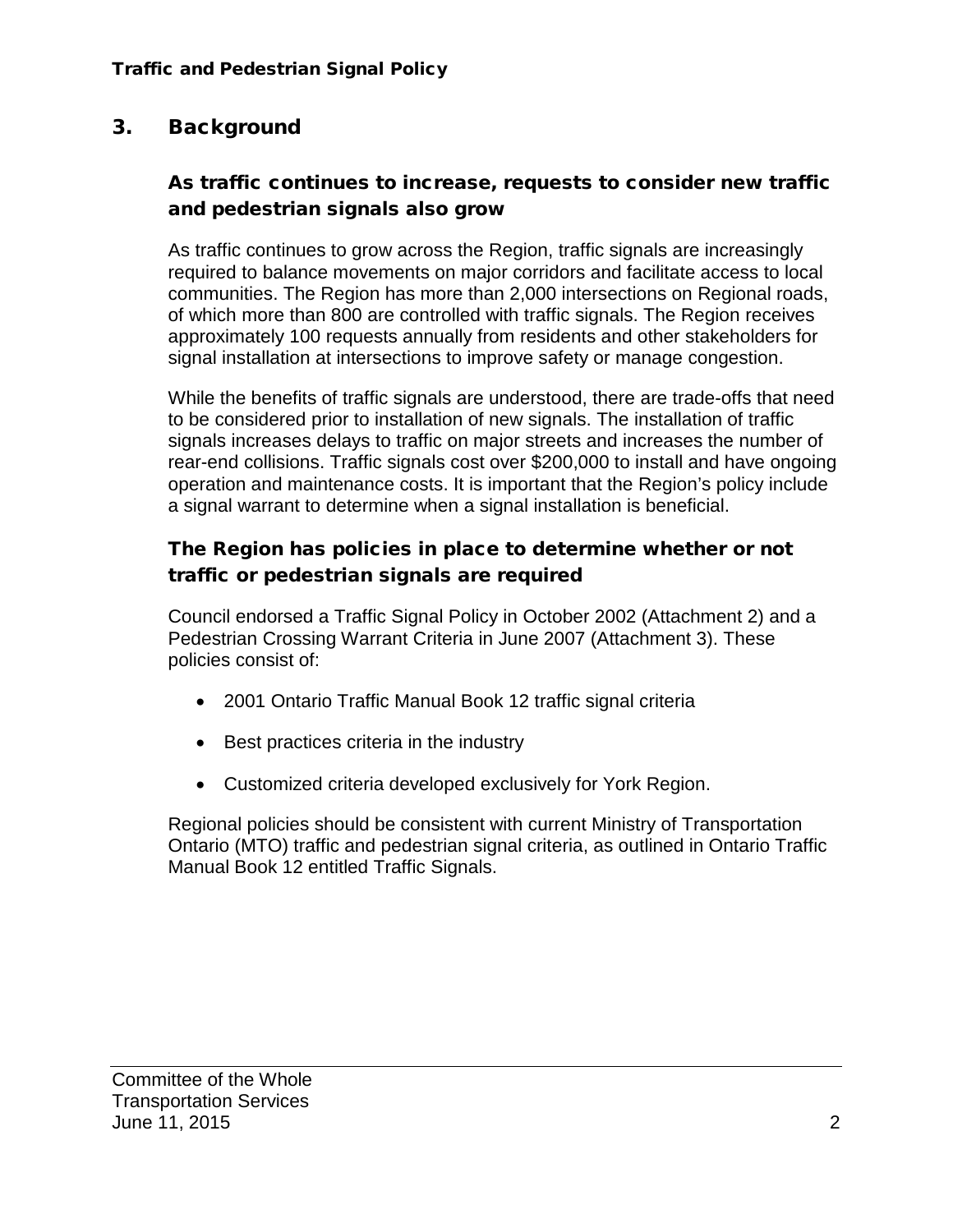## 3. Background

### As traffic continues to increase, requests to consider new traffic and pedestrian signals also grow

As traffic continues to grow across the Region, traffic signals are increasingly required to balance movements on major corridors and facilitate access to local communities. The Region has more than 2,000 intersections on Regional roads, of which more than 800 are controlled with traffic signals. The Region receives approximately 100 requests annually from residents and other stakeholders for signal installation at intersections to improve safety or manage congestion.

While the benefits of traffic signals are understood, there are trade-offs that need to be considered prior to installation of new signals. The installation of traffic signals increases delays to traffic on major streets and increases the number of rear-end collisions. Traffic signals cost over $200,000 to install and have ongoing operation and maintenance costs. It is important that the Region's policy include a signal warrant to determine when a signal installation is beneficial.

### The Region has policies in place to determine whether or not traffic or pedestrian signals are required

Council endorsed a Traffic Signal Policy in October 2002 (Attachment 2) and a Pedestrian Crossing Warrant Criteria in June 2007 (Attachment 3). These policies consist of:

- 2001 Ontario Traffic Manual Book 12 traffic signal criteria
- Best practices criteria in the industry
- Customized criteria developed exclusively for York Region.

Regional policies should be consistent with current Ministry of Transportation Ontario (MTO) traffic and pedestrian signal criteria, as outlined in Ontario Traffic Manual Book 12 entitled Traffic Signals.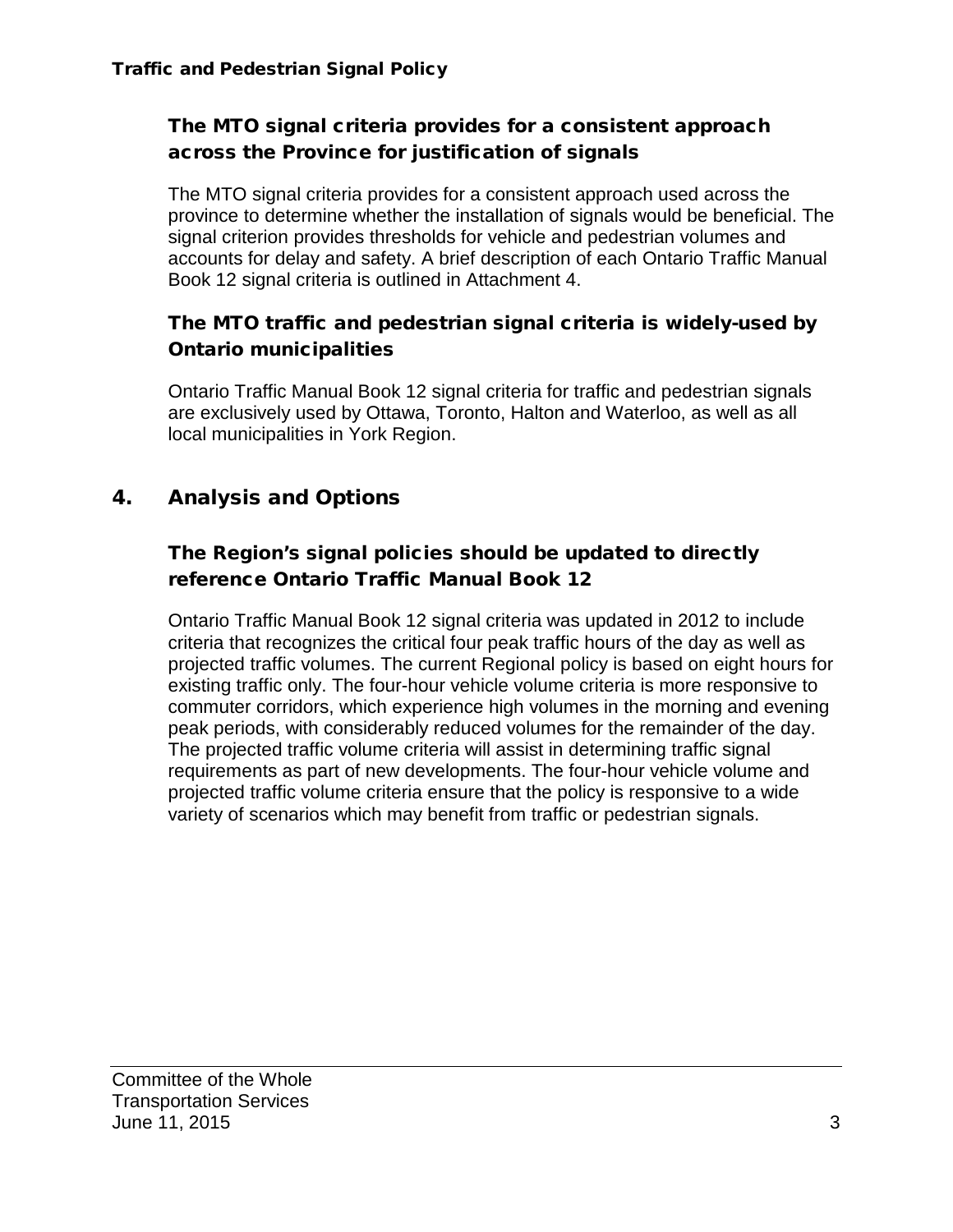### The MTO signal criteria provides for a consistent approach across the Province for justification of signals

The MTO signal criteria provides for a consistent approach used across the province to determine whether the installation of signals would be beneficial. The signal criterion provides thresholds for vehicle and pedestrian volumes and accounts for delay and safety. A brief description of each Ontario Traffic Manual Book 12 signal criteria is outlined in Attachment 4.

### The MTO traffic and pedestrian signal criteria is widely-used by Ontario municipalities

Ontario Traffic Manual Book 12 signal criteria for traffic and pedestrian signals are exclusively used by Ottawa, Toronto, Halton and Waterloo, as well as all local municipalities in York Region.

## 4. Analysis and Options

### The Region's signal policies should be updated to directly reference Ontario Traffic Manual Book 12

Ontario Traffic Manual Book 12 signal criteria was updated in 2012 to include criteria that recognizes the critical four peak traffic hours of the day as well as projected traffic volumes. The current Regional policy is based on eight hours for existing traffic only. The four-hour vehicle volume criteria is more responsive to commuter corridors, which experience high volumes in the morning and evening peak periods, with considerably reduced volumes for the remainder of the day. The projected traffic volume criteria will assist in determining traffic signal requirements as part of new developments. The four-hour vehicle volume and projected traffic volume criteria ensure that the policy is responsive to a wide variety of scenarios which may benefit from traffic or pedestrian signals.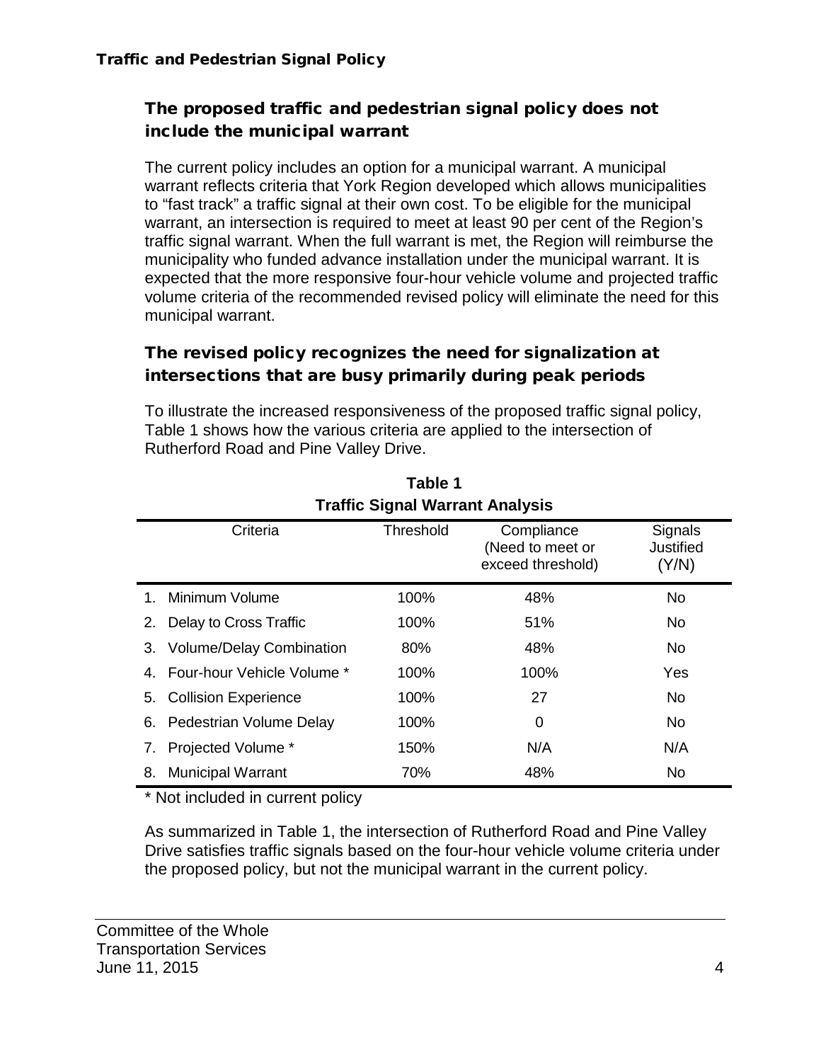## The proposed traffic and pedestrian signal policy does not include the municipal warrant

The current policy includes an option for a municipal warrant. A municipal warrant reflects criteria that York Region developed which allows municipalities to "fast track" a traffic signal at their own cost. To be eligible for the municipal warrant, an intersection is required to meet at least 90 per cent of the Region's traffic signal warrant. When the full warrant is met, the Region will reimburse the municipality who funded advance installation under the municipal warrant. It is expected that the more responsive four-hour vehicle volume and projected traffic volume criteria of the recommended revised policy will eliminate the need for this municipal warrant.

## The revised policy recognizes the need for signalization at intersections that are busy primarily during peak periods

To illustrate the increased responsiveness of the proposed traffic signal policy, Table 1 shows how the various criteria are applied to the intersection of Rutherford Road and Pine Valley Drive.

**Table 1**
**Traffic Signal Warrant Analysis**

| Criteria | Threshold | Compliance (Need to meet or exceed threshold) | Signals Justified (Y/N) |
|---|---|---|---|
| 1. Minimum Volume | 100% | 48% | No |
| 2. Delay to Cross Traffic | 100% | 51% | No |
| 3. Volume/Delay Combination | 80% | 48% | No |
| 4. Four-hour Vehicle Volume * | 100% | 100% | Yes |
| 5. Collision Experience | 100% | 27 | No |
| 6. Pedestrian Volume Delay | 100% | 0 | No |
| 7. Projected Volume * | 150% | N/A | N/A |
| 8. Municipal Warrant | 70% | 48% | No |

\* Not included in current policy

As summarized in Table 1, the intersection of Rutherford Road and Pine Valley Drive satisfies traffic signals based on the four-hour vehicle volume criteria under the proposed policy, but not the municipal warrant in the current policy.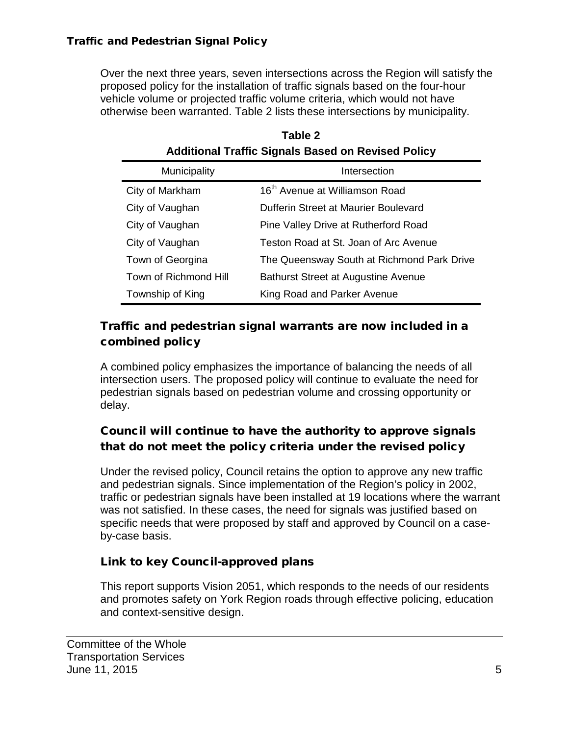Over the next three years, seven intersections across the Region will satisfy the proposed policy for the installation of traffic signals based on the four-hour vehicle volume or projected traffic volume criteria, which would not have otherwise been warranted. Table 2 lists these intersections by municipality.

**Table 2**
**Additional Traffic Signals Based on Revised Policy**

| Municipality | Intersection |
|---|---|
| City of Markham | 16th Avenue at Williamson Road |
| City of Vaughan | Dufferin Street at Maurier Boulevard |
| City of Vaughan | Pine Valley Drive at Rutherford Road |
| City of Vaughan | Teston Road at St. Joan of Arc Avenue |
| Town of Georgina | The Queensway South at Richmond Park Drive |
| Town of Richmond Hill | Bathurst Street at Augustine Avenue |
| Township of King | King Road and Parker Avenue |

## Traffic and pedestrian signal warrants are now included in a combined policy

A combined policy emphasizes the importance of balancing the needs of all intersection users. The proposed policy will continue to evaluate the need for pedestrian signals based on pedestrian volume and crossing opportunity or delay.

## Council will continue to have the authority to approve signals that do not meet the policy criteria under the revised policy

Under the revised policy, Council retains the option to approve any new traffic and pedestrian signals. Since implementation of the Region's policy in 2002, traffic or pedestrian signals have been installed at 19 locations where the warrant was not satisfied. In these cases, the need for signals was justified based on specific needs that were proposed by staff and approved by Council on a case-by-case basis.

## Link to key Council-approved plans

This report supports Vision 2051, which responds to the needs of our residents and promotes safety on York Region roads through effective policing, education and context-sensitive design.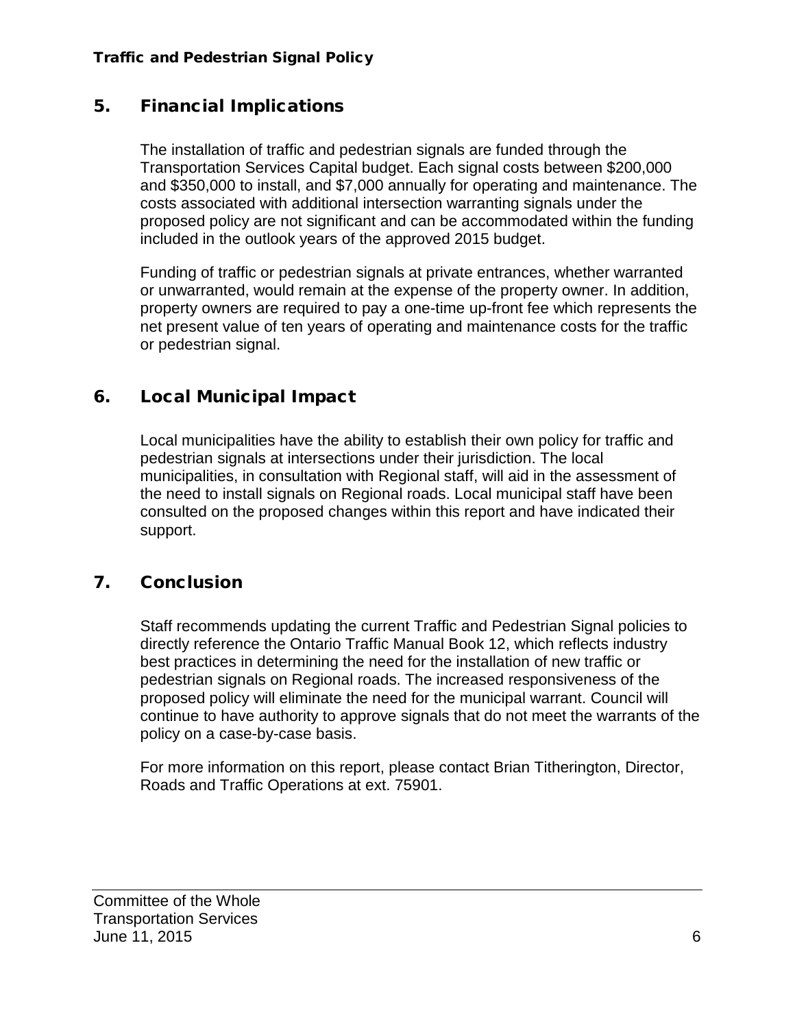## 5. Financial Implications

The installation of traffic and pedestrian signals are funded through the Transportation Services Capital budget. Each signal costs between $200,000 and $350,000 to install, and $7,000 annually for operating and maintenance. The costs associated with additional intersection warranting signals under the proposed policy are not significant and can be accommodated within the funding included in the outlook years of the approved 2015 budget.

Funding of traffic or pedestrian signals at private entrances, whether warranted or unwarranted, would remain at the expense of the property owner. In addition, property owners are required to pay a one-time up-front fee which represents the net present value of ten years of operating and maintenance costs for the traffic or pedestrian signal.

## 6. Local Municipal Impact

Local municipalities have the ability to establish their own policy for traffic and pedestrian signals at intersections under their jurisdiction. The local municipalities, in consultation with Regional staff, will aid in the assessment of the need to install signals on Regional roads. Local municipal staff have been consulted on the proposed changes within this report and have indicated their support.

## 7. Conclusion

Staff recommends updating the current Traffic and Pedestrian Signal policies to directly reference the Ontario Traffic Manual Book 12, which reflects industry best practices in determining the need for the installation of new traffic or pedestrian signals on Regional roads. The increased responsiveness of the proposed policy will eliminate the need for the municipal warrant. Council will continue to have authority to approve signals that do not meet the warrants of the policy on a case-by-case basis.

For more information on this report, please contact Brian Titherington, Director, Roads and Traffic Operations at ext. 75901.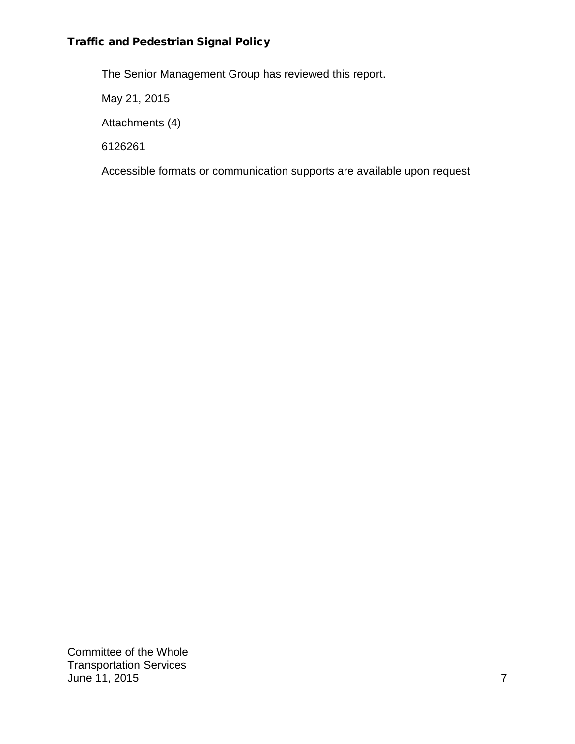The Senior Management Group has reviewed this report.

May 21, 2015

Attachments (4)

6126261

Accessible formats or communication supports are available upon request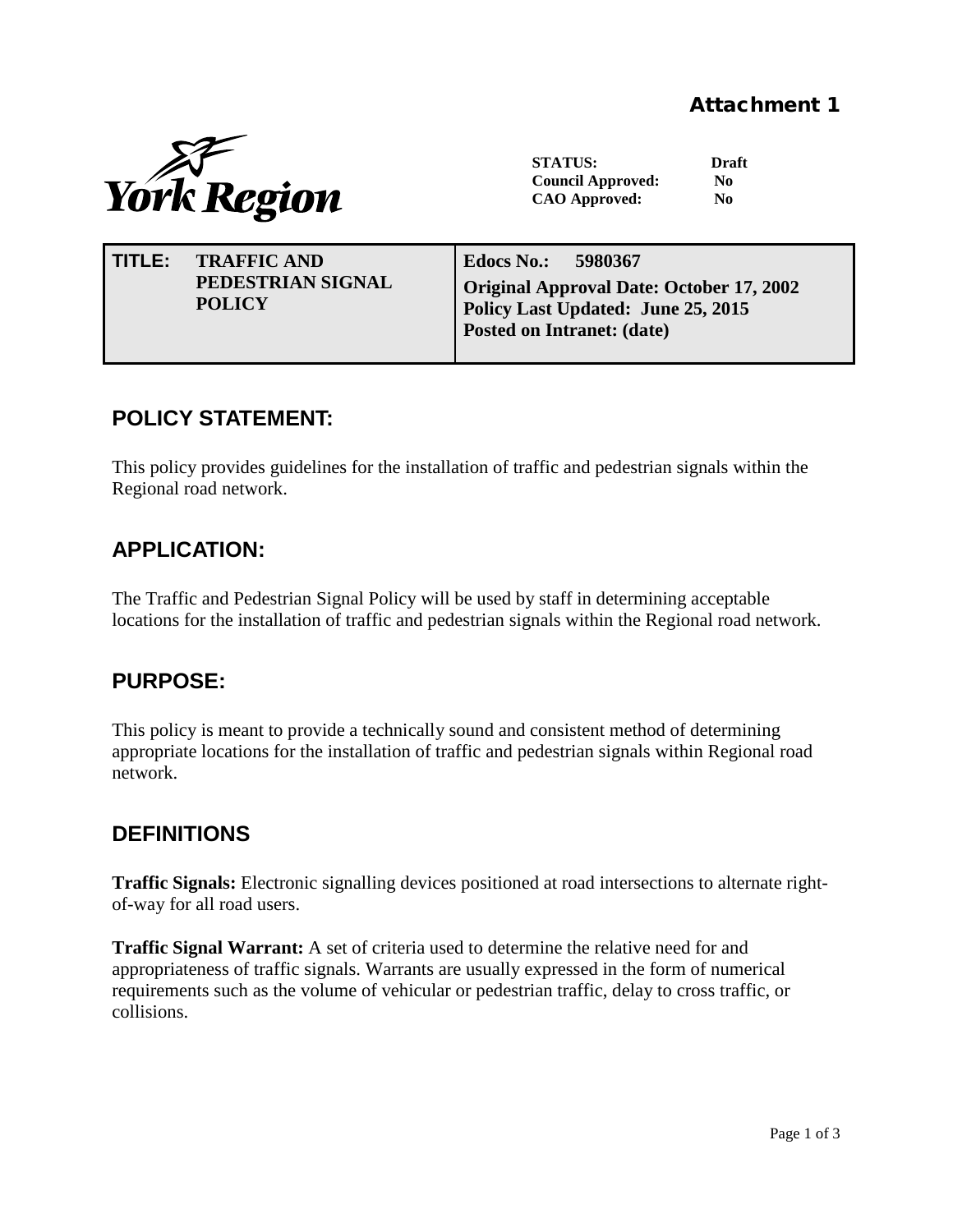**Attachment 1**

York Region

**STATUS:** Draft
**Council Approved:** No
**CAO Approved:** No

| **TITLE:** **TRAFFIC AND PEDESTRIAN SIGNAL POLICY** | **Edocs No.:** 5980367<br>**Original Approval Date: October 17, 2002**<br>**Policy Last Updated: June 25, 2015**<br>**Posted on Intranet: (date)** |
|---|---|

## POLICY STATEMENT:

This policy provides guidelines for the installation of traffic and pedestrian signals within the Regional road network.

## APPLICATION:

The Traffic and Pedestrian Signal Policy will be used by staff in determining acceptable locations for the installation of traffic and pedestrian signals within the Regional road network.

## PURPOSE:

This policy is meant to provide a technically sound and consistent method of determining appropriate locations for the installation of traffic and pedestrian signals within Regional road network.

## DEFINITIONS

**Traffic Signals:** Electronic signalling devices positioned at road intersections to alternate right-of-way for all road users.

**Traffic Signal Warrant:** A set of criteria used to determine the relative need for and appropriateness of traffic signals. Warrants are usually expressed in the form of numerical requirements such as the volume of vehicular or pedestrian traffic, delay to cross traffic, or collisions.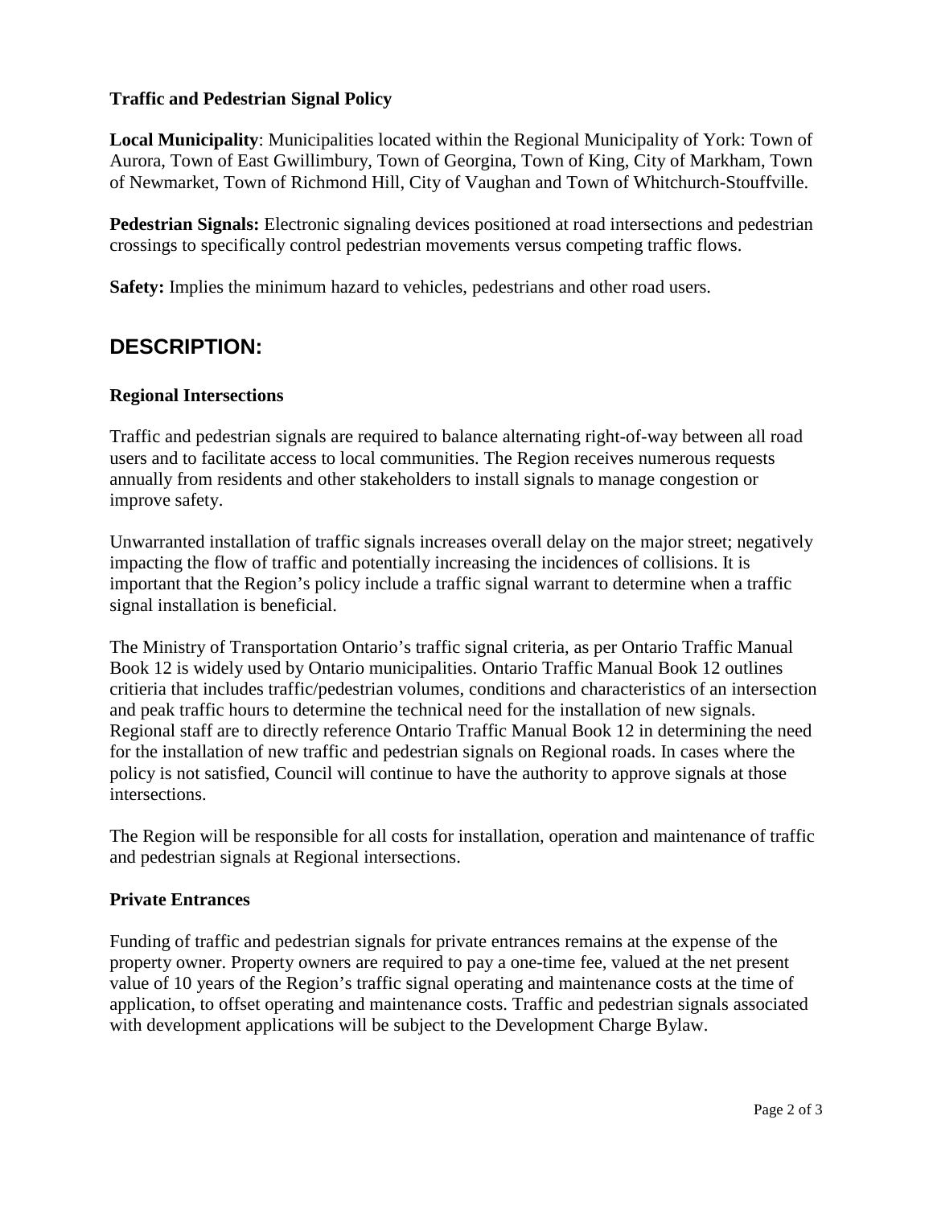**Traffic and Pedestrian Signal Policy**

**Local Municipality**: Municipalities located within the Regional Municipality of York: Town of Aurora, Town of East Gwillimbury, Town of Georgina, Town of King, City of Markham, Town of Newmarket, Town of Richmond Hill, City of Vaughan and Town of Whitchurch-Stouffville.

**Pedestrian Signals:** Electronic signaling devices positioned at road intersections and pedestrian crossings to specifically control pedestrian movements versus competing traffic flows.

**Safety:** Implies the minimum hazard to vehicles, pedestrians and other road users.

## DESCRIPTION:

### Regional Intersections

Traffic and pedestrian signals are required to balance alternating right-of-way between all road users and to facilitate access to local communities. The Region receives numerous requests annually from residents and other stakeholders to install signals to manage congestion or improve safety.

Unwarranted installation of traffic signals increases overall delay on the major street; negatively impacting the flow of traffic and potentially increasing the incidences of collisions. It is important that the Region's policy include a traffic signal warrant to determine when a traffic signal installation is beneficial.

The Ministry of Transportation Ontario's traffic signal criteria, as per Ontario Traffic Manual Book 12 is widely used by Ontario municipalities. Ontario Traffic Manual Book 12 outlines critieria that includes traffic/pedestrian volumes, conditions and characteristics of an intersection and peak traffic hours to determine the technical need for the installation of new signals. Regional staff are to directly reference Ontario Traffic Manual Book 12 in determining the need for the installation of new traffic and pedestrian signals on Regional roads. In cases where the policy is not satisfied, Council will continue to have the authority to approve signals at those intersections.

The Region will be responsible for all costs for installation, operation and maintenance of traffic and pedestrian signals at Regional intersections.

### Private Entrances

Funding of traffic and pedestrian signals for private entrances remains at the expense of the property owner. Property owners are required to pay a one-time fee, valued at the net present value of 10 years of the Region's traffic signal operating and maintenance costs at the time of application, to offset operating and maintenance costs. Traffic and pedestrian signals associated with development applications will be subject to the Development Charge Bylaw.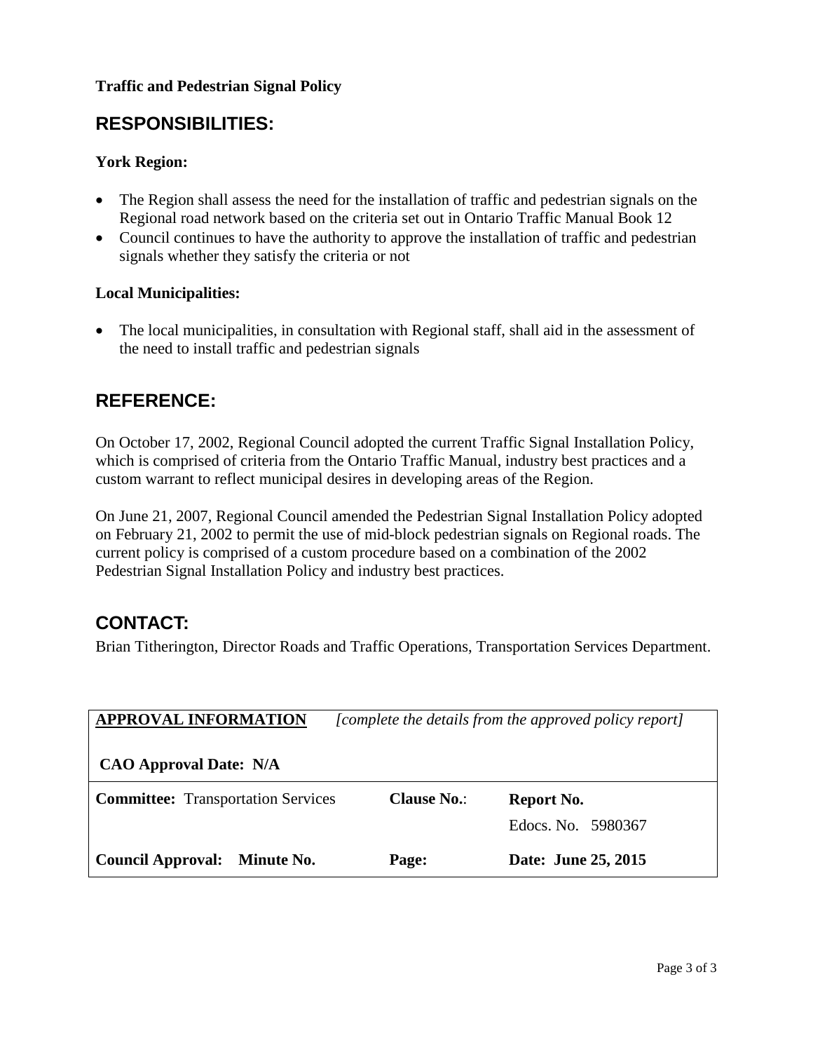**Traffic and Pedestrian Signal Policy**

## RESPONSIBILITIES:

**York Region:**

- The Region shall assess the need for the installation of traffic and pedestrian signals on the Regional road network based on the criteria set out in Ontario Traffic Manual Book 12
- Council continues to have the authority to approve the installation of traffic and pedestrian signals whether they satisfy the criteria or not

**Local Municipalities:**

- The local municipalities, in consultation with Regional staff, shall aid in the assessment of the need to install traffic and pedestrian signals

## REFERENCE:

On October 17, 2002, Regional Council adopted the current Traffic Signal Installation Policy, which is comprised of criteria from the Ontario Traffic Manual, industry best practices and a custom warrant to reflect municipal desires in developing areas of the Region.

On June 21, 2007, Regional Council amended the Pedestrian Signal Installation Policy adopted on February 21, 2002 to permit the use of mid-block pedestrian signals on Regional roads. The current policy is comprised of a custom procedure based on a combination of the 2002 Pedestrian Signal Installation Policy and industry best practices.

## CONTACT:

Brian Titherington, Director Roads and Traffic Operations, Transportation Services Department.

| **APPROVAL INFORMATION** *[complete the details from the approved policy report]* **CAO Approval Date: N/A** | | |
|---|---|---|
| **Committee:** Transportation Services | **Clause No.**: | **Report No.** Edocs. No. 5980367 |
| **Council Approval: Minute No.** | **Page:** | **Date: June 25, 2015** |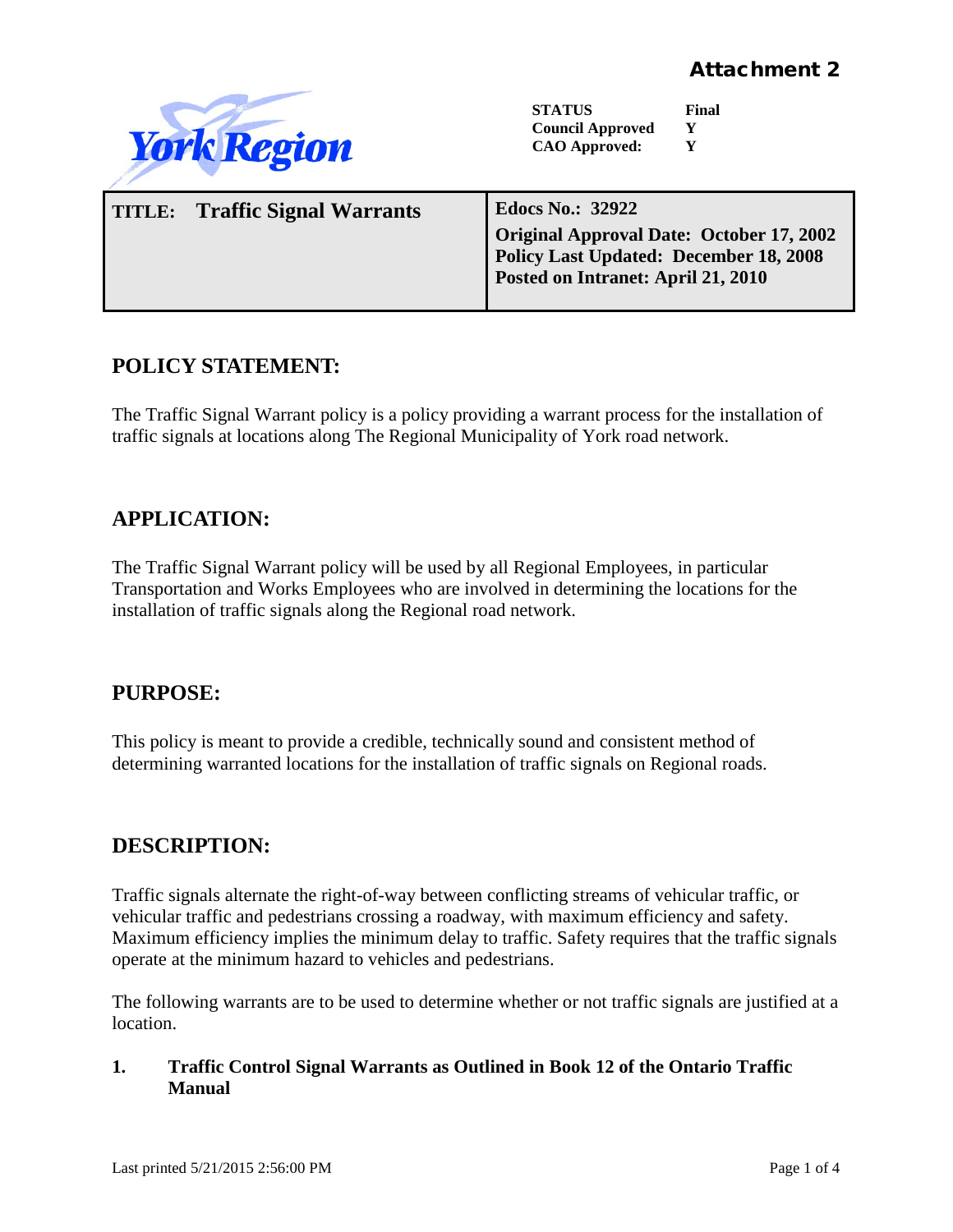Attachment 2

York Region

| STATUS | Final |
|---|---|
| Council Approved | Y |
| CAO Approved: | Y |

| TITLE: Traffic Signal Warrants | Edocs No.: 32922<br>Original Approval Date: October 17, 2002<br>Policy Last Updated: December 18, 2008<br>Posted on Intranet: April 21, 2010 |
|---|---|

## POLICY STATEMENT:

The Traffic Signal Warrant policy is a policy providing a warrant process for the installation of traffic signals at locations along The Regional Municipality of York road network.

## APPLICATION:

The Traffic Signal Warrant policy will be used by all Regional Employees, in particular Transportation and Works Employees who are involved in determining the locations for the installation of traffic signals along the Regional road network.

## PURPOSE:

This policy is meant to provide a credible, technically sound and consistent method of determining warranted locations for the installation of traffic signals on Regional roads.

## DESCRIPTION:

Traffic signals alternate the right-of-way between conflicting streams of vehicular traffic, or vehicular traffic and pedestrians crossing a roadway, with maximum efficiency and safety. Maximum efficiency implies the minimum delay to traffic. Safety requires that the traffic signals operate at the minimum hazard to vehicles and pedestrians.

The following warrants are to be used to determine whether or not traffic signals are justified at a location.

**1. Traffic Control Signal Warrants as Outlined in Book 12 of the Ontario Traffic Manual**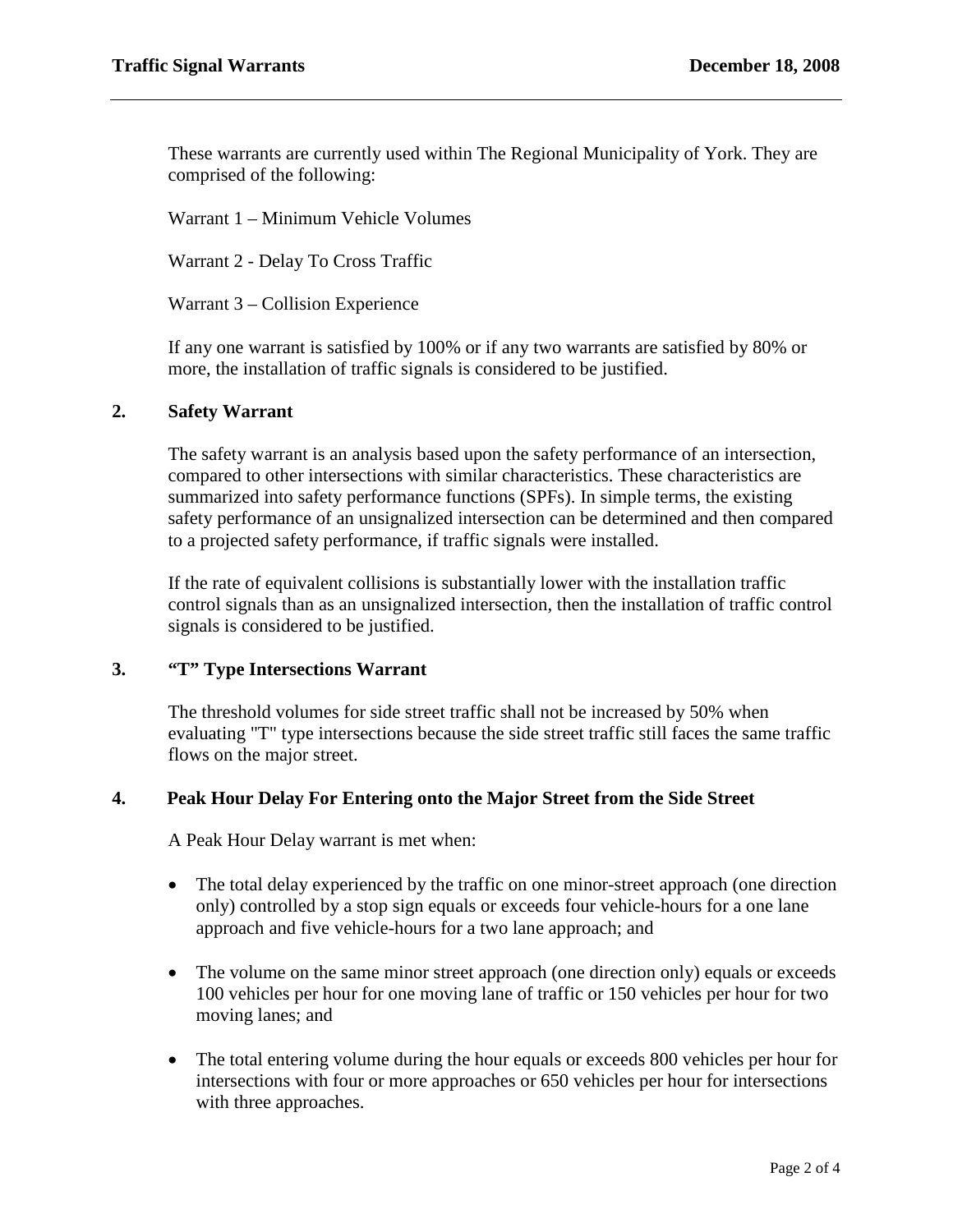These warrants are currently used within The Regional Municipality of York. They are comprised of the following:

Warrant 1 – Minimum Vehicle Volumes

Warrant 2 - Delay To Cross Traffic

Warrant 3 – Collision Experience

If any one warrant is satisfied by 100% or if any two warrants are satisfied by 80% or more, the installation of traffic signals is considered to be justified.

## 2. Safety Warrant

The safety warrant is an analysis based upon the safety performance of an intersection, compared to other intersections with similar characteristics. These characteristics are summarized into safety performance functions (SPFs). In simple terms, the existing safety performance of an unsignalized intersection can be determined and then compared to a projected safety performance, if traffic signals were installed.

If the rate of equivalent collisions is substantially lower with the installation traffic control signals than as an unsignalized intersection, then the installation of traffic control signals is considered to be justified.

## 3. "T" Type Intersections Warrant

The threshold volumes for side street traffic shall not be increased by 50% when evaluating "T" type intersections because the side street traffic still faces the same traffic flows on the major street.

## 4. Peak Hour Delay For Entering onto the Major Street from the Side Street

A Peak Hour Delay warrant is met when:

- The total delay experienced by the traffic on one minor-street approach (one direction only) controlled by a stop sign equals or exceeds four vehicle-hours for a one lane approach and five vehicle-hours for a two lane approach; and
- The volume on the same minor street approach (one direction only) equals or exceeds 100 vehicles per hour for one moving lane of traffic or 150 vehicles per hour for two moving lanes; and
- The total entering volume during the hour equals or exceeds 800 vehicles per hour for intersections with four or more approaches or 650 vehicles per hour for intersections with three approaches.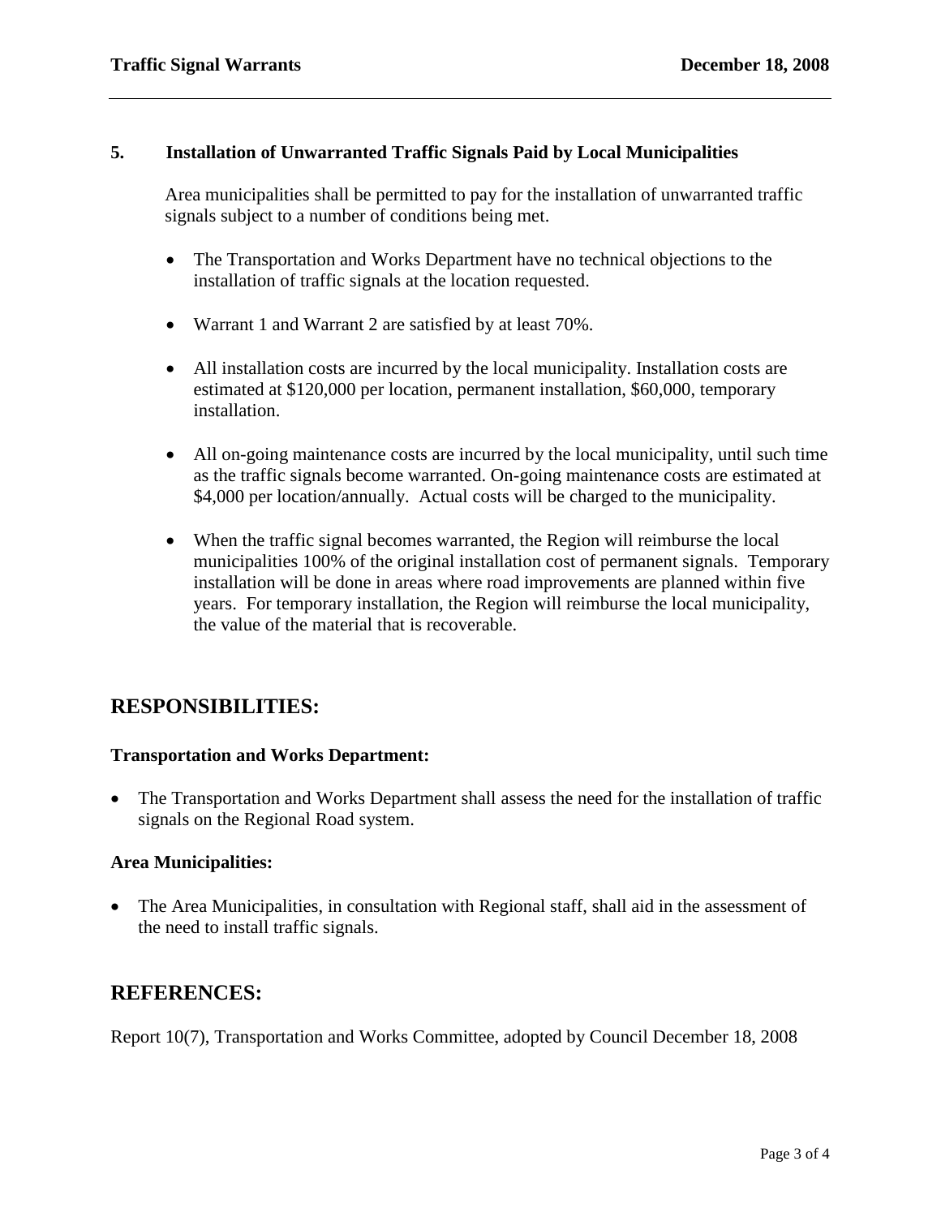### 5. Installation of Unwarranted Traffic Signals Paid by Local Municipalities

Area municipalities shall be permitted to pay for the installation of unwarranted traffic signals subject to a number of conditions being met.

- The Transportation and Works Department have no technical objections to the installation of traffic signals at the location requested.
- Warrant 1 and Warrant 2 are satisfied by at least 70%.
- All installation costs are incurred by the local municipality. Installation costs are estimated at $120,000 per location, permanent installation, $60,000, temporary installation.
- All on-going maintenance costs are incurred by the local municipality, until such time as the traffic signals become warranted. On-going maintenance costs are estimated at $4,000 per location/annually. Actual costs will be charged to the municipality.
- When the traffic signal becomes warranted, the Region will reimburse the local municipalities 100% of the original installation cost of permanent signals. Temporary installation will be done in areas where road improvements are planned within five years. For temporary installation, the Region will reimburse the local municipality, the value of the material that is recoverable.

## RESPONSIBILITIES:

**Transportation and Works Department:**

- The Transportation and Works Department shall assess the need for the installation of traffic signals on the Regional Road system.

**Area Municipalities:**

- The Area Municipalities, in consultation with Regional staff, shall aid in the assessment of the need to install traffic signals.

## REFERENCES:

Report 10(7), Transportation and Works Committee, adopted by Council December 18, 2008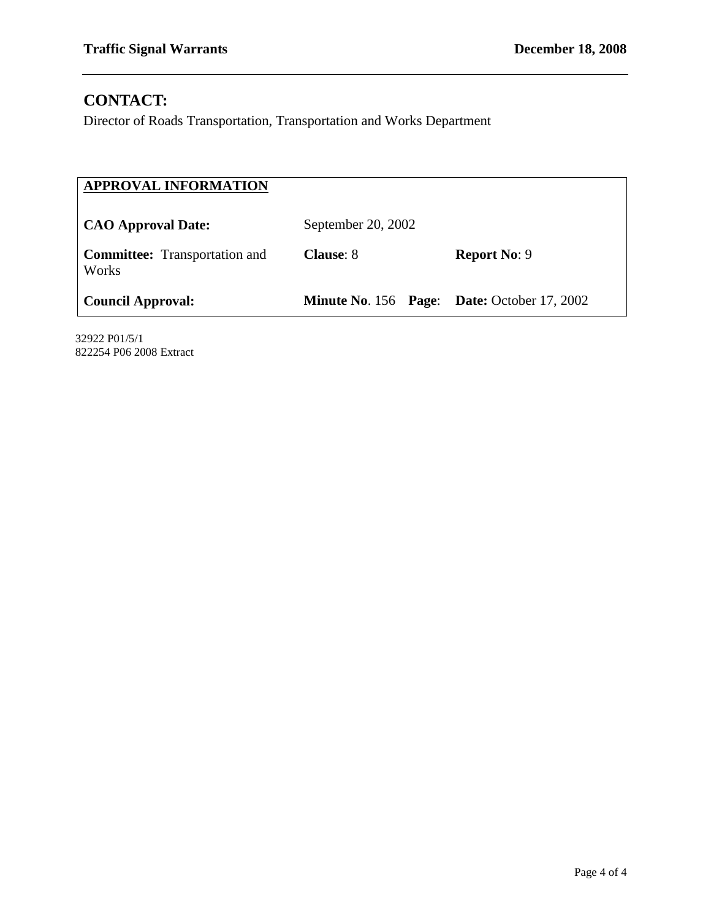## CONTACT:

Director of Roads Transportation, Transportation and Works Department

| **APPROVAL INFORMATION** | | |
| --- | --- | --- |
| **CAO Approval Date:** | September 20, 2002 | |
| **Committee:** Transportation and Works | **Clause**: 8 | **Report No**: 9 |
| **Council Approval:** | **Minute No**. 156 **Page**: | **Date:** October 17, 2002 |

32922 P01/5/1
822254 P06 2008 Extract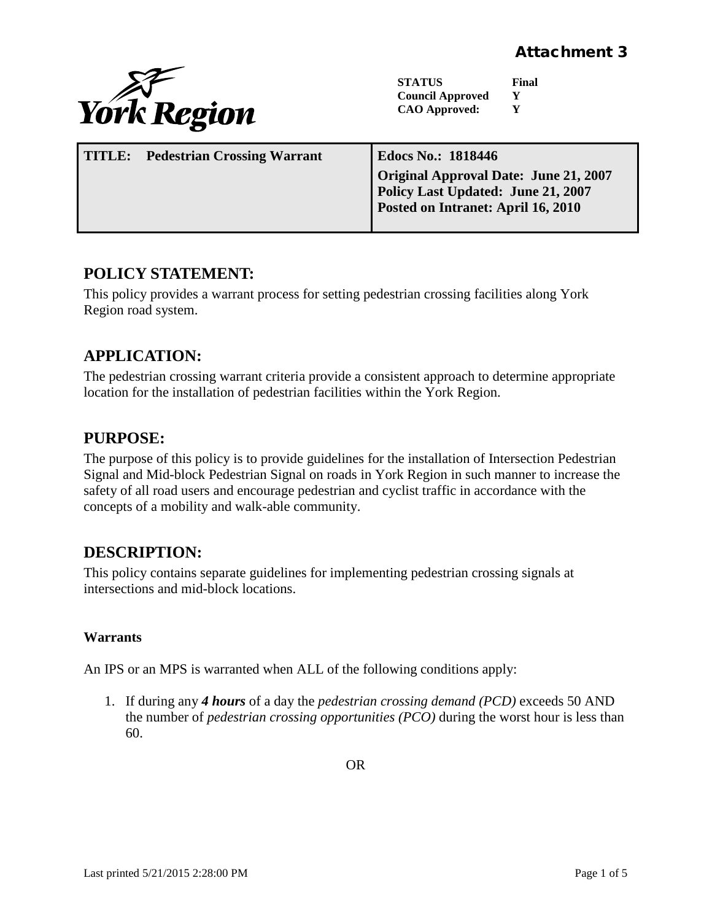**Attachment 3**

York Region

| | |
|---|---|
| **STATUS** | **Final** |
| **Council Approved** | **Y** |
| **CAO Approved:** | **Y** |

| **TITLE: Pedestrian Crossing Warrant** | **Edocs No.: 1818446**<br>**Original Approval Date: June 21, 2007**<br>**Policy Last Updated: June 21, 2007**<br>**Posted on Intranet: April 16, 2010** |
|---|---|

## POLICY STATEMENT:

This policy provides a warrant process for setting pedestrian crossing facilities along York Region road system.

## APPLICATION:

The pedestrian crossing warrant criteria provide a consistent approach to determine appropriate location for the installation of pedestrian facilities within the York Region.

## PURPOSE:

The purpose of this policy is to provide guidelines for the installation of Intersection Pedestrian Signal and Mid-block Pedestrian Signal on roads in York Region in such manner to increase the safety of all road users and encourage pedestrian and cyclist traffic in accordance with the concepts of a mobility and walk-able community.

## DESCRIPTION:

This policy contains separate guidelines for implementing pedestrian crossing signals at intersections and mid-block locations.

### Warrants

An IPS or an MPS is warranted when ALL of the following conditions apply:

1. If during any ***4 hours*** of a day the *pedestrian crossing demand (PCD)* exceeds 50 AND the number of *pedestrian crossing opportunities (PCO)* during the worst hour is less than 60.

OR

Last printed 5/21/2015 2:28:00 PM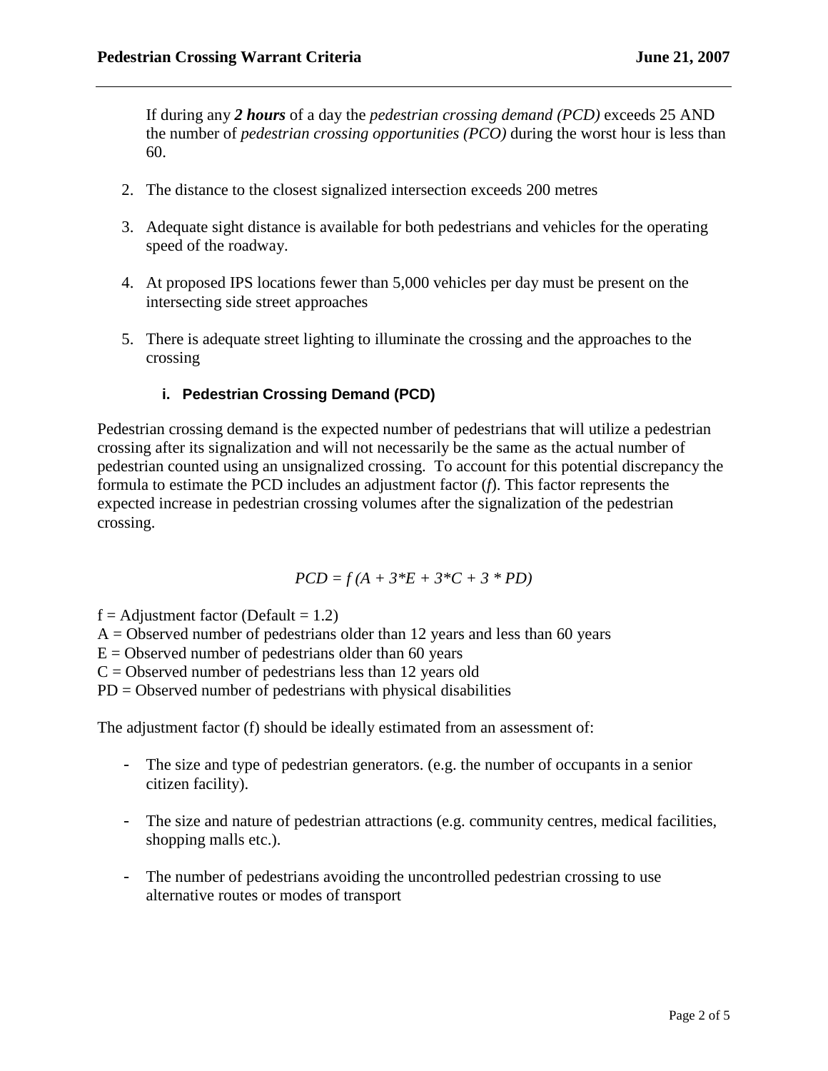If during any ***2 hours*** of a day the *pedestrian crossing demand (PCD)* exceeds 25 AND the number of *pedestrian crossing opportunities (PCO)* during the worst hour is less than 60.

2. The distance to the closest signalized intersection exceeds 200 metres

3. Adequate sight distance is available for both pedestrians and vehicles for the operating speed of the roadway.

4. At proposed IPS locations fewer than 5,000 vehicles per day must be present on the intersecting side street approaches

5. There is adequate street lighting to illuminate the crossing and the approaches to the crossing

#### i. Pedestrian Crossing Demand (PCD)

Pedestrian crossing demand is the expected number of pedestrians that will utilize a pedestrian crossing after its signalization and will not necessarily be the same as the actual number of pedestrian counted using an unsignalized crossing. To account for this potential discrepancy the formula to estimate the PCD includes an adjustment factor (*f*). This factor represents the expected increase in pedestrian crossing volumes after the signalization of the pedestrian crossing.

$$PCD = f\,(A + 3*E + 3*C + 3 * PD)$$

f = Adjustment factor (Default = 1.2)
A = Observed number of pedestrians older than 12 years and less than 60 years
E = Observed number of pedestrians older than 60 years
C = Observed number of pedestrians less than 12 years old
PD = Observed number of pedestrians with physical disabilities

The adjustment factor (f) should be ideally estimated from an assessment of:

- The size and type of pedestrian generators. (e.g. the number of occupants in a senior citizen facility).

- The size and nature of pedestrian attractions (e.g. community centres, medical facilities, shopping malls etc.).

- The number of pedestrians avoiding the uncontrolled pedestrian crossing to use alternative routes or modes of transport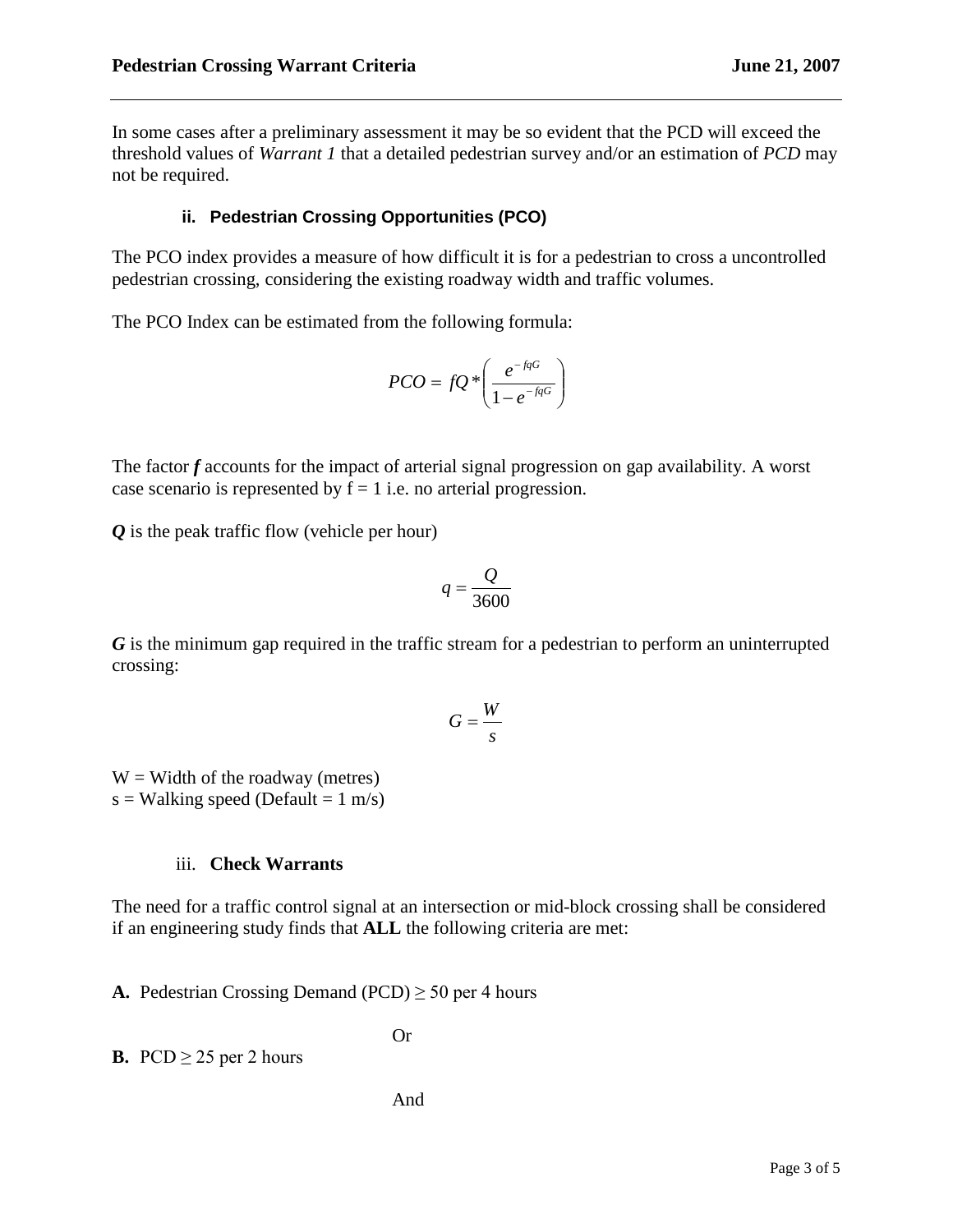In some cases after a preliminary assessment it may be so evident that the PCD will exceed the threshold values of *Warrant 1* that a detailed pedestrian survey and/or an estimation of *PCD* may not be required.

#### ii. Pedestrian Crossing Opportunities (PCO)

The PCO index provides a measure of how difficult it is for a pedestrian to cross a uncontrolled pedestrian crossing, considering the existing roadway width and traffic volumes.

The PCO Index can be estimated from the following formula:

$$PCO = fQ * \left( \frac{e^{-fqG}}{1 - e^{-fqG}} \right)$$

The factor ***f*** accounts for the impact of arterial signal progression on gap availability. A worst case scenario is represented by $f = 1$ i.e. no arterial progression.

***Q*** is the peak traffic flow (vehicle per hour)

$$q = \frac{Q}{3600}$$

***G*** is the minimum gap required in the traffic stream for a pedestrian to perform an uninterrupted crossing:

$$G = \frac{W}{s}$$

W = Width of the roadway (metres)
s = Walking speed (Default = 1 m/s)

#### iii. Check Warrants

The need for a traffic control signal at an intersection or mid-block crossing shall be considered if an engineering study finds that **ALL** the following criteria are met:

**A.** Pedestrian Crossing Demand (PCD) ≥ 50 per 4 hours

Or

**B.** PCD ≥ 25 per 2 hours

And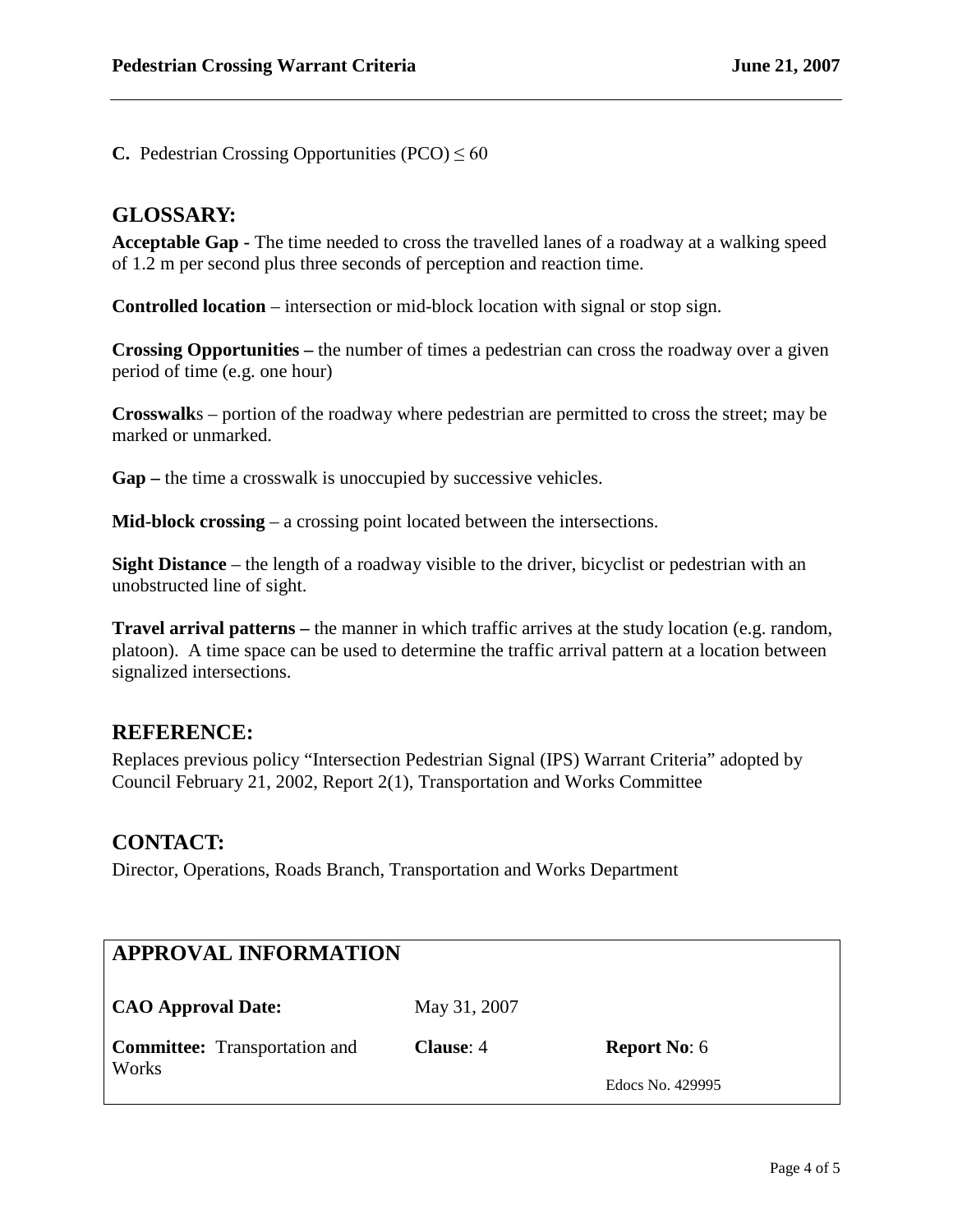**C.** Pedestrian Crossing Opportunities (PCO) $\leq 60$

## GLOSSARY:

**Acceptable Gap -** The time needed to cross the travelled lanes of a roadway at a walking speed of 1.2 m per second plus three seconds of perception and reaction time.

**Controlled location** – intersection or mid-block location with signal or stop sign.

**Crossing Opportunities –** the number of times a pedestrian can cross the roadway over a given period of time (e.g. one hour)

**Crosswalk**s – portion of the roadway where pedestrian are permitted to cross the street; may be marked or unmarked.

**Gap –** the time a crosswalk is unoccupied by successive vehicles.

**Mid-block crossing** – a crossing point located between the intersections.

**Sight Distance** – the length of a roadway visible to the driver, bicyclist or pedestrian with an unobstructed line of sight.

**Travel arrival patterns –** the manner in which traffic arrives at the study location (e.g. random, platoon). A time space can be used to determine the traffic arrival pattern at a location between signalized intersections.

## REFERENCE:

Replaces previous policy "Intersection Pedestrian Signal (IPS) Warrant Criteria" adopted by Council February 21, 2002, Report 2(1), Transportation and Works Committee

## CONTACT:

Director, Operations, Roads Branch, Transportation and Works Department

| APPROVAL INFORMATION | | |
|---|---|---|
| **CAO Approval Date:** | May 31, 2007 | |
| **Committee:** Transportation and Works | **Clause**: 4 | **Report No**: 6<br>Edocs No. 429995 |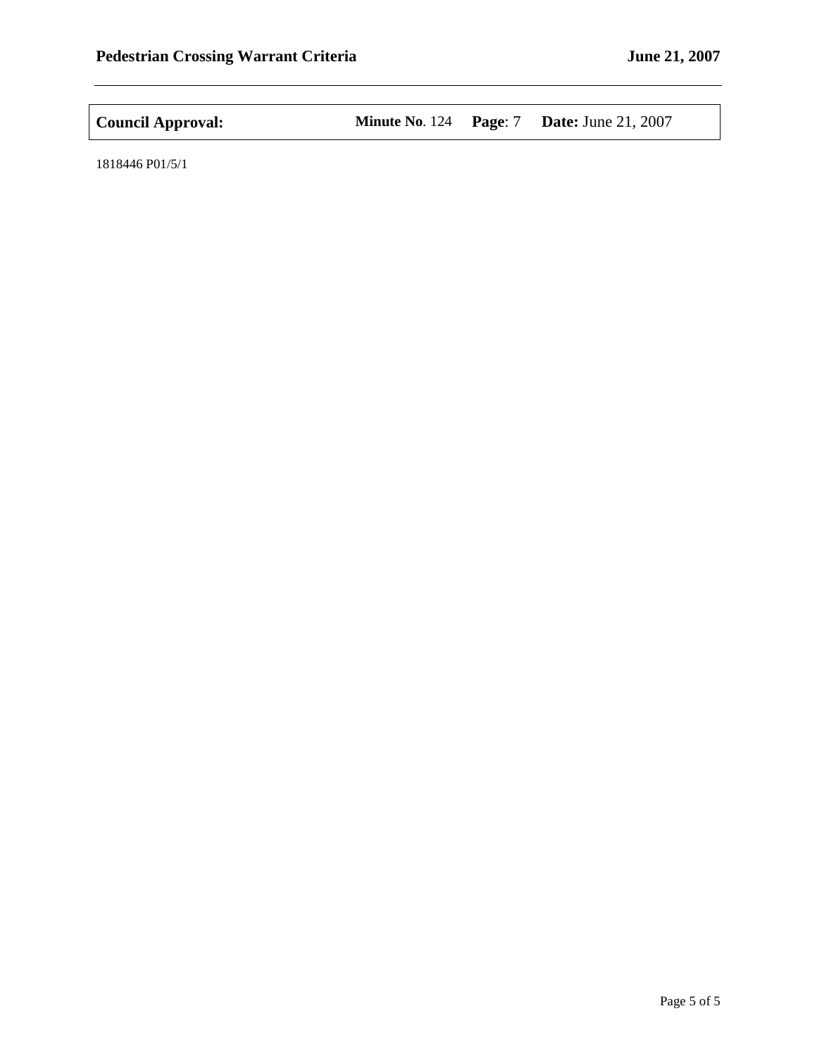| **Council Approval:** | **Minute No**. 124 | **Page**: 7 | **Date:** June 21, 2007 |
|---|---|---|---|

1818446 P01/5/1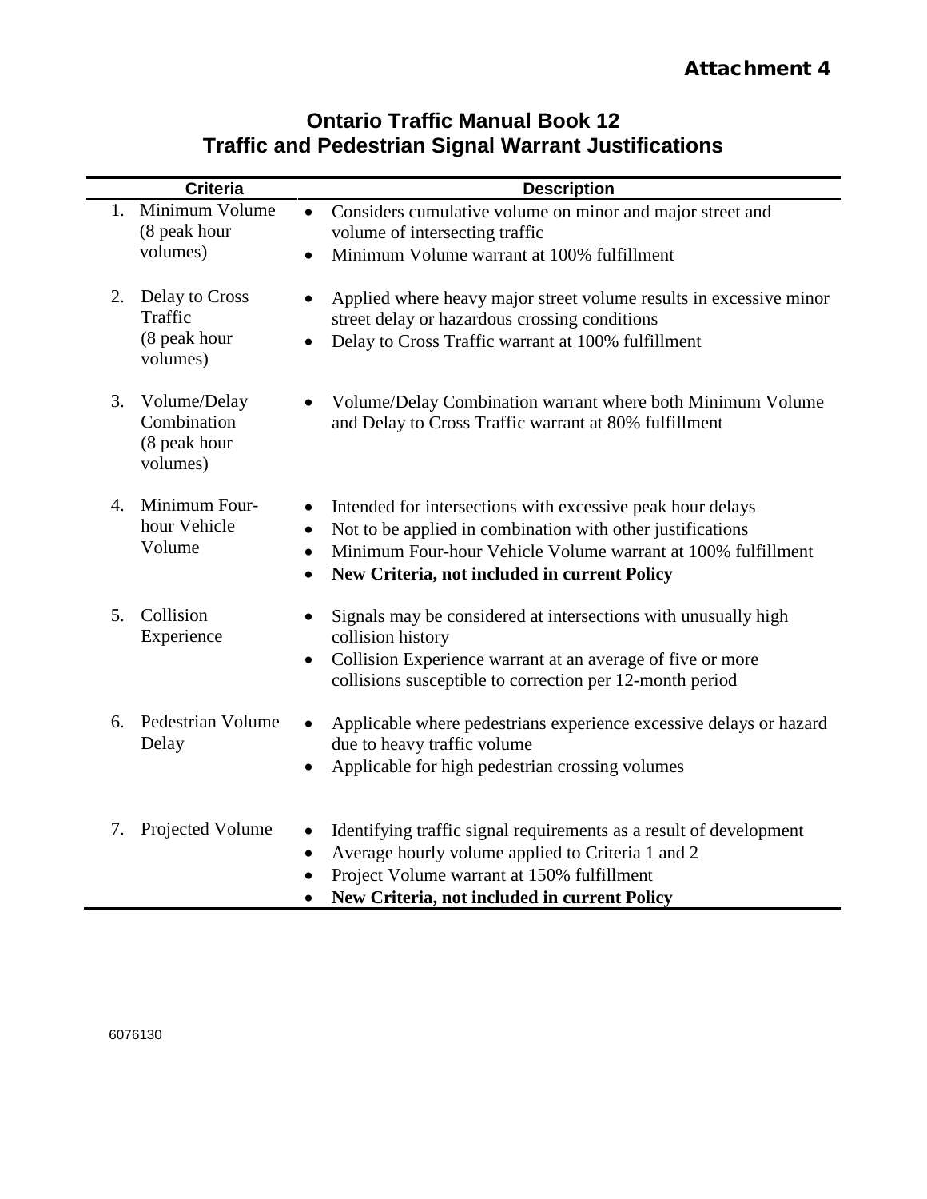**Attachment 4**

## Ontario Traffic Manual Book 12
## Traffic and Pedestrian Signal Warrant Justifications

| Criteria | Description |
|---|---|
| 1. Minimum Volume (8 peak hour volumes) | • Considers cumulative volume on minor and major street and volume of intersecting traffic<br>• Minimum Volume warrant at 100% fulfillment |
| 2. Delay to Cross Traffic (8 peak hour volumes) | • Applied where heavy major street volume results in excessive minor street delay or hazardous crossing conditions<br>• Delay to Cross Traffic warrant at 100% fulfillment |
| 3. Volume/Delay Combination (8 peak hour volumes) | • Volume/Delay Combination warrant where both Minimum Volume and Delay to Cross Traffic warrant at 80% fulfillment |
| 4. Minimum Four-hour Vehicle Volume | • Intended for intersections with excessive peak hour delays<br>• Not to be applied in combination with other justifications<br>• Minimum Four-hour Vehicle Volume warrant at 100% fulfillment<br>• **New Criteria, not included in current Policy** |
| 5. Collision Experience | • Signals may be considered at intersections with unusually high collision history<br>• Collision Experience warrant at an average of five or more collisions susceptible to correction per 12-month period |
| 6. Pedestrian Volume Delay | • Applicable where pedestrians experience excessive delays or hazard due to heavy traffic volume<br>• Applicable for high pedestrian crossing volumes |
| 7. Projected Volume | • Identifying traffic signal requirements as a result of development<br>• Average hourly volume applied to Criteria 1 and 2<br>• Project Volume warrant at 150% fulfillment<br>• **New Criteria, not included in current Policy** |

6076130